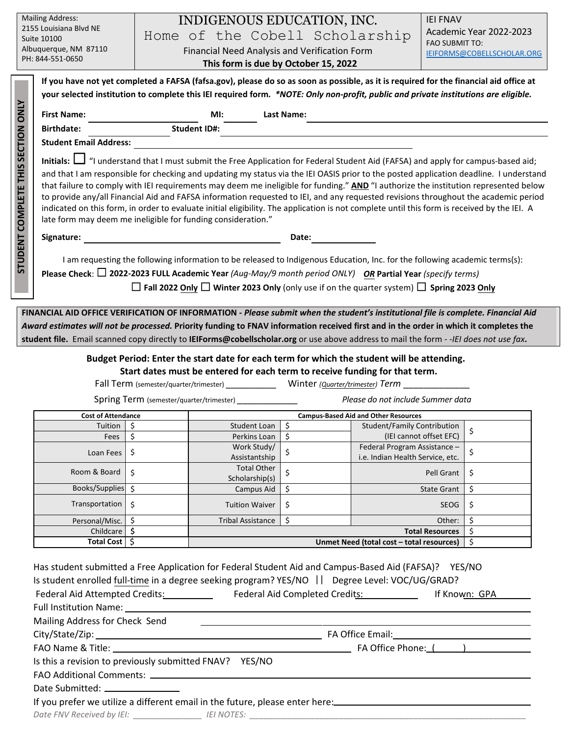Mailing Address:
2155 Louisiana Blvd NE
Suite 10100
Albuquerque, NM 87110
PH: 844-551-0650

# INDIGENOUS EDUCATION, INC.

## Home of the Cobell Scholarship

Financial Need Analysis and Verification Form

**This form is due by October 15, 2022**

IEI FNAV
Academic Year 2022-2023
FAO SUBMIT TO:
IEIFORMS@COBELLSCHOLAR.ORG

**STUDENT COMPLETE THIS SECTION ONLY**

**If you have not yet completed a FAFSA (fafsa.gov), please do so as soon as possible, as it is required for the financial aid office at your selected institution to complete this IEI required form.** ***\*NOTE: Only non-profit, public and private institutions are eligible.***

**First Name:** ____________ **MI:** ______ **Last Name:** ____________

**Birthdate:** ____________ **Student ID#:** ____________

**Student Email Address:** ____________

**Initials:** ☐ "I understand that I must submit the Free Application for Federal Student Aid (FAFSA) and apply for campus-based aid; and that I am responsible for checking and updating my status via the IEI OASIS prior to the posted application deadline. I understand that failure to comply with IEI requirements may deem me ineligible for funding." **AND** "I authorize the institution represented below to provide any/all Financial Aid and FAFSA information requested to IEI, and any requested revisions throughout the academic period indicated on this form, in order to evaluate initial eligibility. The application is not complete until this form is received by the IEI. A late form may deem me ineligible for funding consideration."

**Signature:** ____________ **Date:** ____________

I am requesting the following information to be released to Indigenous Education, Inc. for the following academic terms(s):

**Please Check**: ☐ **2022-2023 FULL Academic Year** *(Aug-May/9 month period ONLY)* ***OR*** **Partial Year** *(specify terms)*

☐ **Fall 2022 Only** ☐ **Winter 2023 Only** (only use if on the quarter system) ☐ **Spring 2023 Only**

**FINANCIAL AID OFFICE VERIFICATION OF INFORMATION -** ***Please submit when the student's institutional file is complete. Financial Aid Award estimates will not be processed.*** **Priority funding to FNAV information received first and in the order in which it completes the student file.** Email scanned copy directly to **IEIForms@cobellscholar.org** or use above address to mail the form - *-IEI does not use fax***.**

**Budget Period: Enter the start date for each term for which the student will be attending.**
**Start dates must be entered for each term to receive funding for that term.**

Fall Term (semester/quarter/trimester) ____________ Winter *(Quarter/trimester) Term* ____________

Spring Term (semester/quarter/trimester) ____________ *Please do not include Summer data*

| Cost of Attendance | | Campus-Based Aid and Other Resources | | | |
|---|---|---|---|---|---|
| Tuition | $ | Student Loan | $ | Student/Family Contribution (IEI cannot offset EFC) | $ |
| Fees | $ | Perkins Loan | $ | | |
| Loan Fees | $ | Work Study/ Assistantship | $ | Federal Program Assistance – i.e. Indian Health Service, etc. | $ |
| Room & Board | $ | Total Other Scholarship(s) | $ | Pell Grant | $ |
| Books/Supplies | $ | Campus Aid | $ | State Grant | $ |
| Transportation | $ | Tuition Waiver | $ | SEOG | $ |
| Personal/Misc. | $ | Tribal Assistance | $ | Other: | $ |
| Childcare | $ | | | **Total Resources** | $ |
| **Total Cost** | $ | | | **Unmet Need (total cost – total resources)** | $ |

Has student submitted a Free Application for Federal Student Aid and Campus-Based Aid (FAFSA)? YES/NO

Is student enrolled full-time in a degree seeking program? YES/NO || Degree Level: VOC/UG/GRAD?

Federal Aid Attempted Credits: ____________ Federal Aid Completed Credits: ____________ If Known: GPA ______

Full Institution Name: ____________

Mailing Address for Check Send ____________

City/State/Zip: ____________ FA Office Email: ____________

FAO Name & Title: ____________ FA Office Phone: (      ) ____________

Is this a revision to previously submitted FNAV? YES/NO

FAO Additional Comments: ____________

Date Submitted: ____________

If you prefer we utilize a different email in the future, please enter here: ____________

*Date FNV Received by IEI:* ____________ *IEI NOTES:* ____________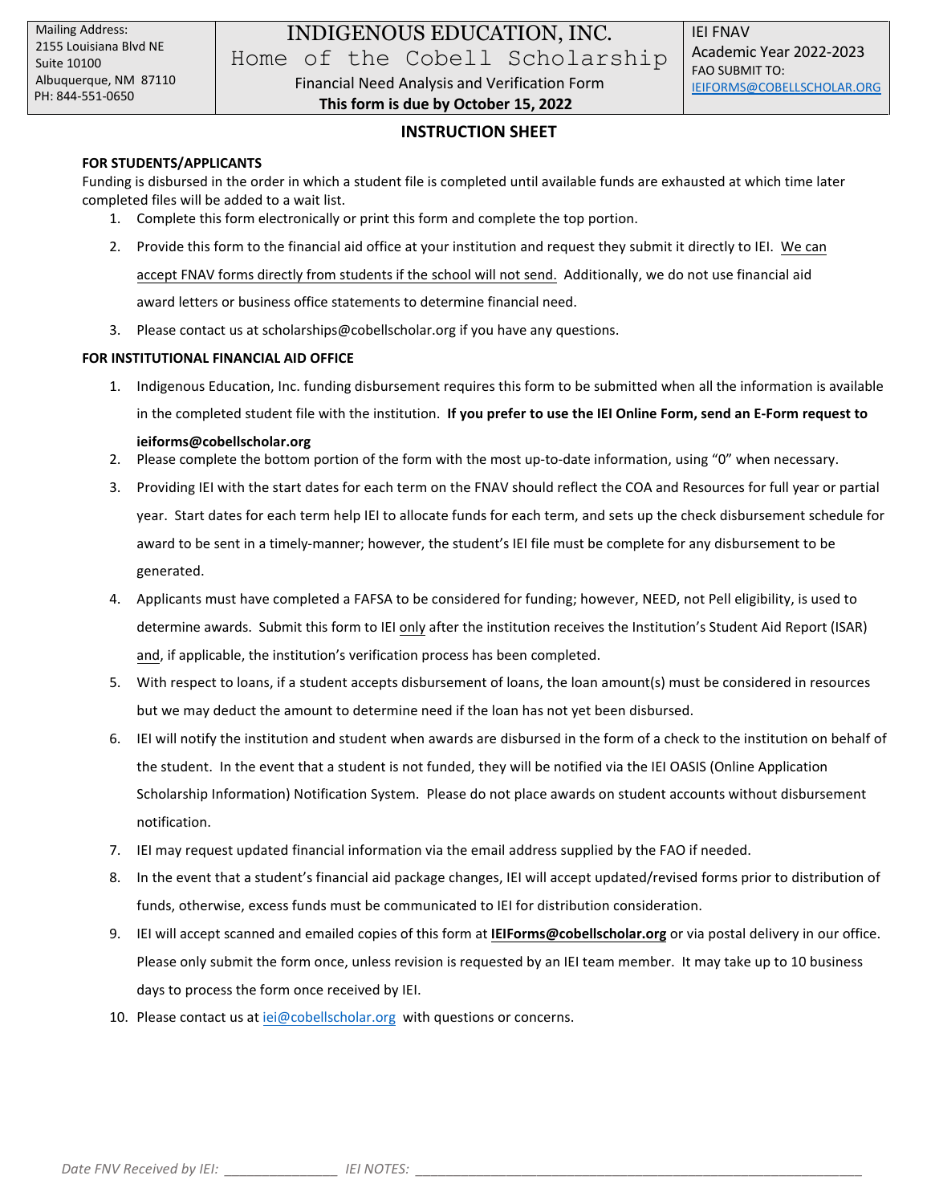| Mailing Address:<br>2155 Louisiana Blvd NE<br>Suite 10100<br>Albuquerque, NM 87110<br>PH: 844-551-0650 | INDIGENOUS EDUCATION, INC.<br>Home of the Cobell Scholarship<br>Financial Need Analysis and Verification Form<br>**This form is due by October 15, 2022** | IEI FNAV<br>Academic Year 2022-2023<br>FAO SUBMIT TO:<br>IEIFORMS@COBELLSCHOLAR.ORG |
|---|---|---|

## INSTRUCTION SHEET

**FOR STUDENTS/APPLICANTS**

Funding is disbursed in the order in which a student file is completed until available funds are exhausted at which time later completed files will be added to a wait list.

1. Complete this form electronically or print this form and complete the top portion.
2. Provide this form to the financial aid office at your institution and request they submit it directly to IEI. We can accept FNAV forms directly from students if the school will not send. Additionally, we do not use financial aid award letters or business office statements to determine financial need.
3. Please contact us at scholarships@cobellscholar.org if you have any questions.

**FOR INSTITUTIONAL FINANCIAL AID OFFICE**

1. Indigenous Education, Inc. funding disbursement requires this form to be submitted when all the information is available in the completed student file with the institution. **If you prefer to use the IEI Online Form, send an E-Form request to ieiforms@cobellscholar.org**
2. Please complete the bottom portion of the form with the most up-to-date information, using "0" when necessary.
3. Providing IEI with the start dates for each term on the FNAV should reflect the COA and Resources for full year or partial year. Start dates for each term help IEI to allocate funds for each term, and sets up the check disbursement schedule for award to be sent in a timely-manner; however, the student's IEI file must be complete for any disbursement to be generated.
4. Applicants must have completed a FAFSA to be considered for funding; however, NEED, not Pell eligibility, is used to determine awards. Submit this form to IEI only after the institution receives the Institution's Student Aid Report (ISAR) and, if applicable, the institution's verification process has been completed.
5. With respect to loans, if a student accepts disbursement of loans, the loan amount(s) must be considered in resources but we may deduct the amount to determine need if the loan has not yet been disbursed.
6. IEI will notify the institution and student when awards are disbursed in the form of a check to the institution on behalf of the student. In the event that a student is not funded, they will be notified via the IEI OASIS (Online Application Scholarship Information) Notification System. Please do not place awards on student accounts without disbursement notification.
7. IEI may request updated financial information via the email address supplied by the FAO if needed.
8. In the event that a student's financial aid package changes, IEI will accept updated/revised forms prior to distribution of funds, otherwise, excess funds must be communicated to IEI for distribution consideration.
9. IEI will accept scanned and emailed copies of this form at **IEIForms@cobellscholar.org** or via postal delivery in our office. Please only submit the form once, unless revision is requested by an IEI team member. It may take up to 10 business days to process the form once received by IEI.
10. Please contact us at iei@cobellscholar.org with questions or concerns.

*Date FNV Received by IEI: _______________ IEI NOTES: _______________________________________________*